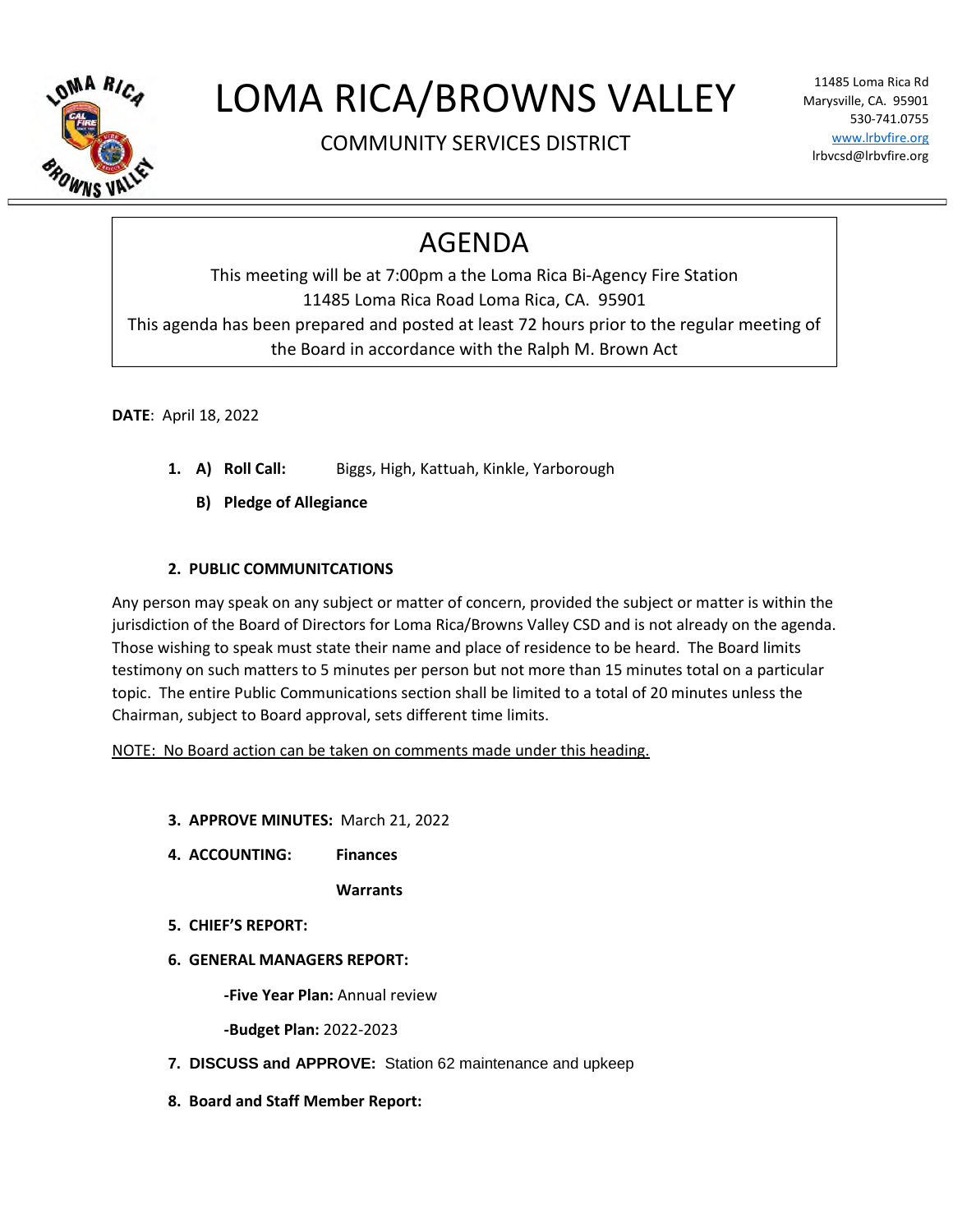# LOMA RICA/BROWNS VALLEY

COMMUNITY SERVICES DISTRICT

11485 Loma Rica Rd
Marysville, CA. 95901
530-741.0755
www.lrbvfire.org
lrbvcsd@lrbvfire.org

## AGENDA

This meeting will be at 7:00pm a the Loma Rica Bi-Agency Fire Station
11485 Loma Rica Road Loma Rica, CA. 95901
This agenda has been prepared and posted at least 72 hours prior to the regular meeting of the Board in accordance with the Ralph M. Brown Act

**DATE**: April 18, 2022

1. **A) Roll Call:** Biggs, High, Kattuah, Kinkle, Yarborough

   **B) Pledge of Allegiance**

2. **PUBLIC COMMUNITCATIONS**

Any person may speak on any subject or matter of concern, provided the subject or matter is within the jurisdiction of the Board of Directors for Loma Rica/Browns Valley CSD and is not already on the agenda. Those wishing to speak must state their name and place of residence to be heard. The Board limits testimony on such matters to 5 minutes per person but not more than 15 minutes total on a particular topic. The entire Public Communications section shall be limited to a total of 20 minutes unless the Chairman, subject to Board approval, sets different time limits.

<u>NOTE: No Board action can be taken on comments made under this heading.</u>

3. **APPROVE MINUTES:** March 21, 2022
4. **ACCOUNTING:** **Finances**

   **Warrants**
5. **CHIEF'S REPORT:**
6. **GENERAL MANAGERS REPORT:**

   **-Five Year Plan:** Annual review

   **-Budget Plan:** 2022-2023
7. **DISCUSS and APPROVE:** Station 62 maintenance and upkeep
8. **Board and Staff Member Report:**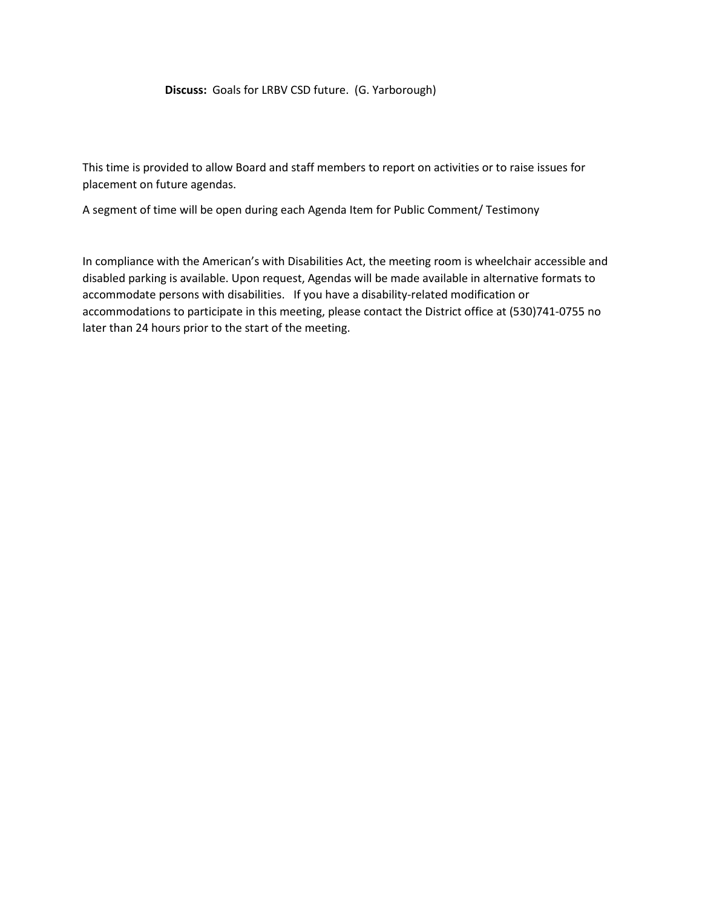**Discuss:** Goals for LRBV CSD future. (G. Yarborough)

This time is provided to allow Board and staff members to report on activities or to raise issues for placement on future agendas.

A segment of time will be open during each Agenda Item for Public Comment/ Testimony

In compliance with the American's with Disabilities Act, the meeting room is wheelchair accessible and disabled parking is available. Upon request, Agendas will be made available in alternative formats to accommodate persons with disabilities. If you have a disability-related modification or accommodations to participate in this meeting, please contact the District office at (530)741-0755 no later than 24 hours prior to the start of the meeting.